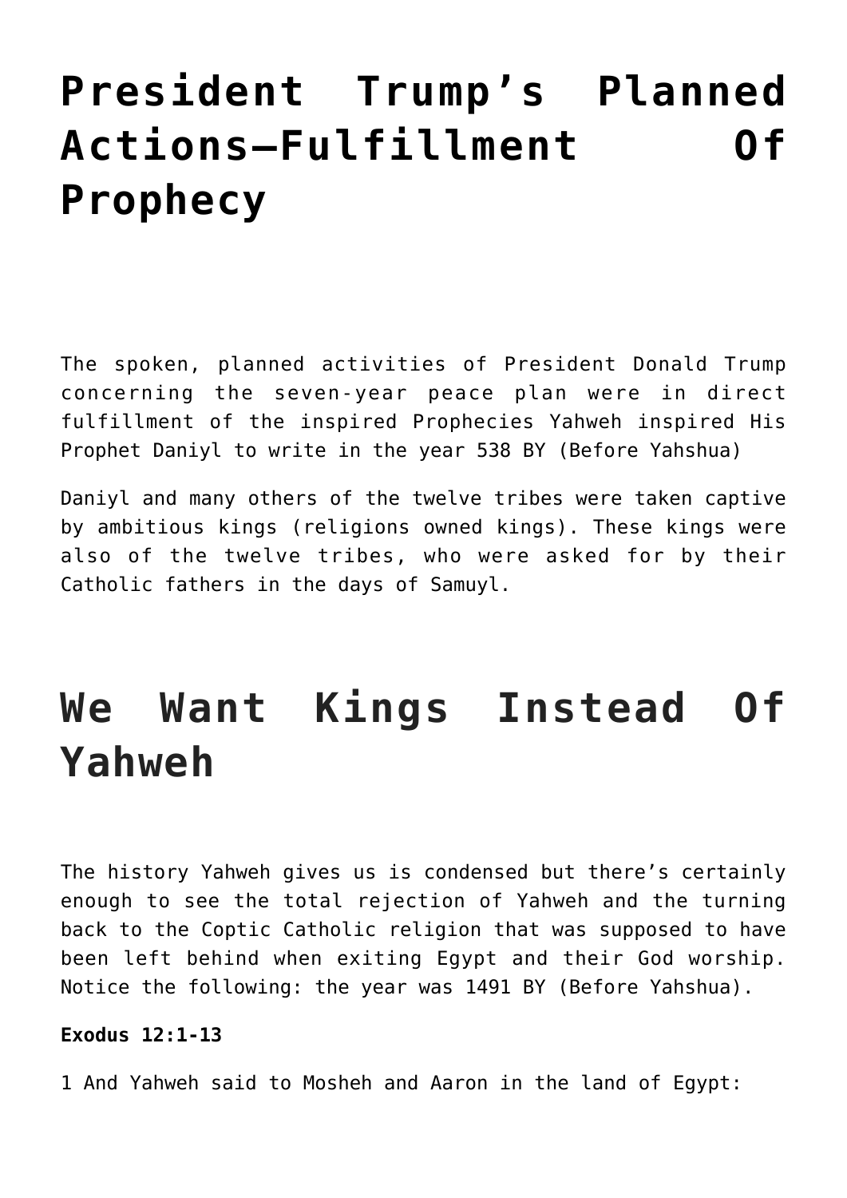# President Trump's Planned Actions—Fulfillment Of Prophecy

The spoken, planned activities of President Donald Trump concerning the seven-year peace plan were in direct fulfillment of the inspired Prophecies Yahweh inspired His Prophet Daniyl to write in the year 538 BY (Before Yahshua)

Daniyl and many others of the twelve tribes were taken captive by ambitious kings (religions owned kings). These kings were also of the twelve tribes, who were asked for by their Catholic fathers in the days of Samuyl.

# We Want Kings Instead Of Yahweh

The history Yahweh gives us is condensed but there's certainly enough to see the total rejection of Yahweh and the turning back to the Coptic Catholic religion that was supposed to have been left behind when exiting Egypt and their God worship. Notice the following: the year was 1491 BY (Before Yahshua).

**Exodus 12:1-13**

1 And Yahweh said to Mosheh and Aaron in the land of Egypt: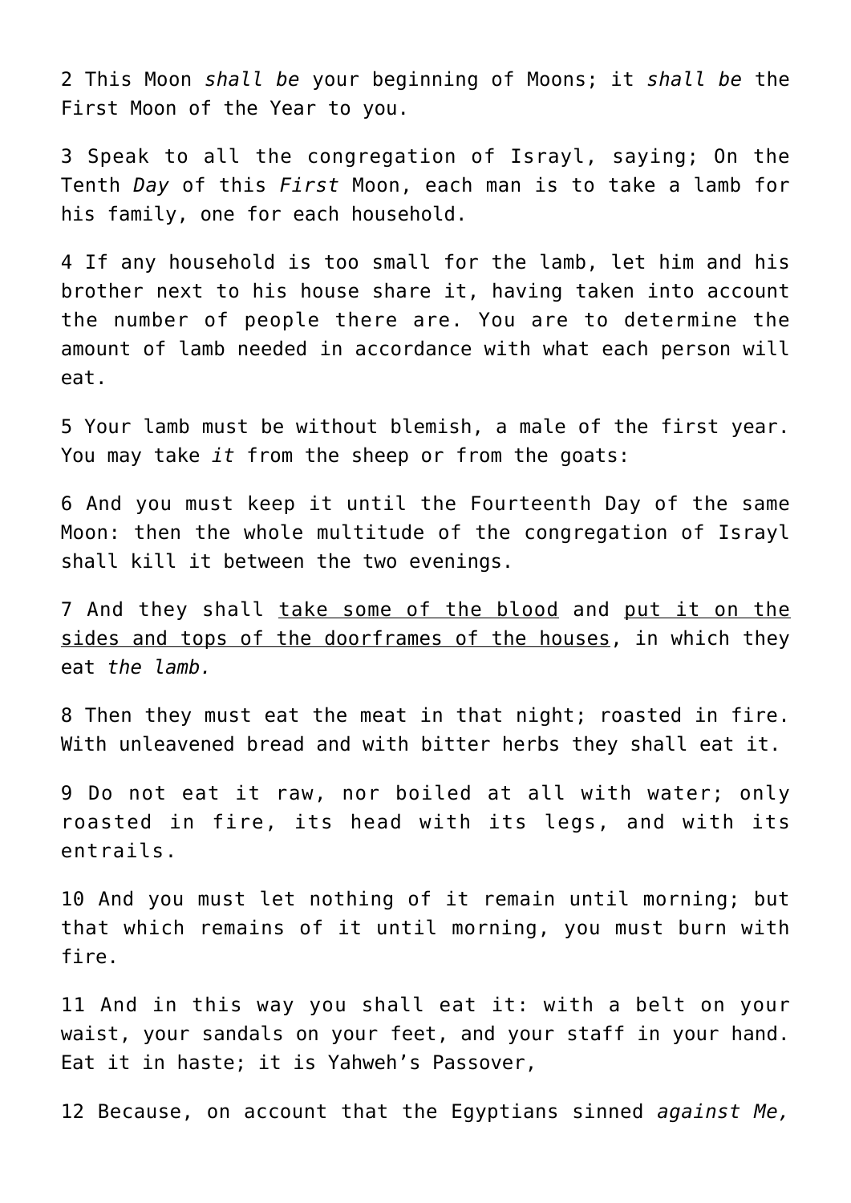2 This Moon *shall be* your beginning of Moons; it *shall be* the First Moon of the Year to you.

3 Speak to all the congregation of Israyl, saying; On the Tenth *Day* of this *First* Moon, each man is to take a lamb for his family, one for each household.

4 If any household is too small for the lamb, let him and his brother next to his house share it, having taken into account the number of people there are. You are to determine the amount of lamb needed in accordance with what each person will eat.

5 Your lamb must be without blemish, a male of the first year. You may take *it* from the sheep or from the goats:

6 And you must keep it until the Fourteenth Day of the same Moon: then the whole multitude of the congregation of Israyl shall kill it between the two evenings.

7 And they shall <u>take some of the blood</u> and <u>put it on the sides and tops of the doorframes of the houses</u>, in which they eat *the lamb.*

8 Then they must eat the meat in that night; roasted in fire. With unleavened bread and with bitter herbs they shall eat it.

9 Do not eat it raw, nor boiled at all with water; only roasted in fire, its head with its legs, and with its entrails.

10 And you must let nothing of it remain until morning; but that which remains of it until morning, you must burn with fire.

11 And in this way you shall eat it: with a belt on your waist, your sandals on your feet, and your staff in your hand. Eat it in haste; it is Yahweh's Passover,

12 Because, on account that the Egyptians sinned *against Me,*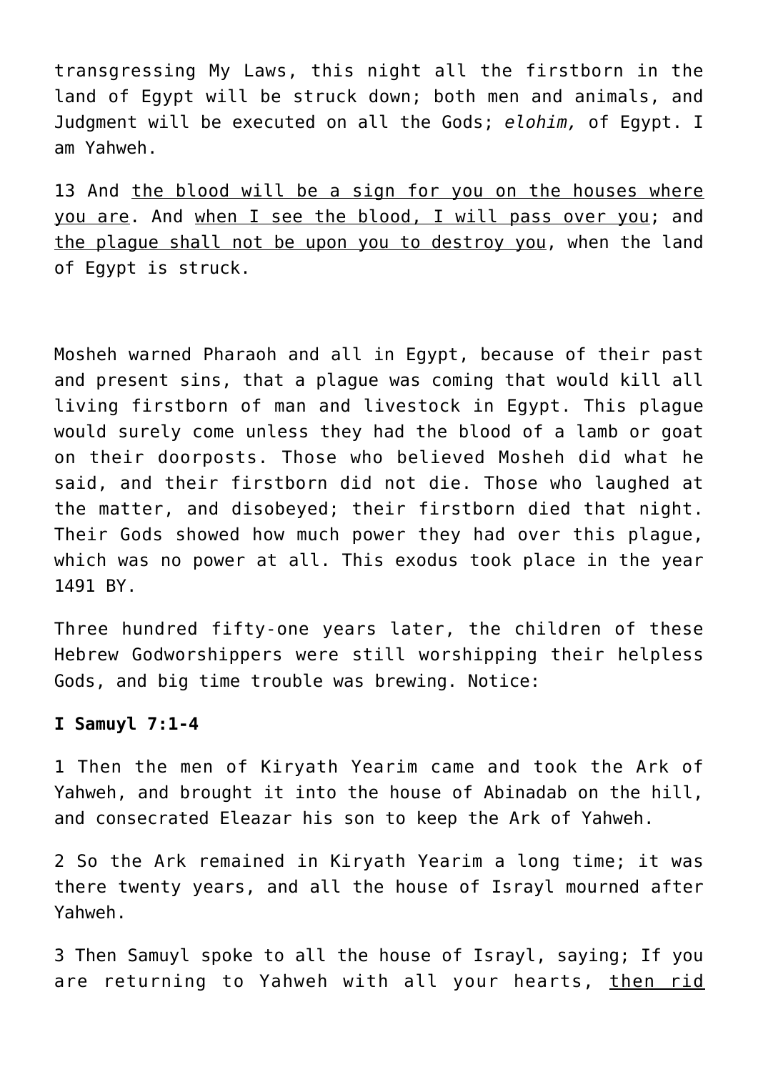transgressing My Laws, this night all the firstborn in the land of Egypt will be struck down; both men and animals, and Judgment will be executed on all the Gods; *elohim,* of Egypt. I am Yahweh.

13 And <u>the blood will be a sign for you on the houses where you are</u>. And <u>when I see the blood, I will pass over you</u>; and <u>the plague shall not be upon you to destroy you</u>, when the land of Egypt is struck.

Mosheh warned Pharaoh and all in Egypt, because of their past and present sins, that a plague was coming that would kill all living firstborn of man and livestock in Egypt. This plague would surely come unless they had the blood of a lamb or goat on their doorposts. Those who believed Mosheh did what he said, and their firstborn did not die. Those who laughed at the matter, and disobeyed; their firstborn died that night. Their Gods showed how much power they had over this plague, which was no power at all. This exodus took place in the year 1491 BY.

Three hundred fifty-one years later, the children of these Hebrew Godworshippers were still worshipping their helpless Gods, and big time trouble was brewing. Notice:

**I Samuyl 7:1-4**

1 Then the men of Kiryath Yearim came and took the Ark of Yahweh, and brought it into the house of Abinadab on the hill, and consecrated Eleazar his son to keep the Ark of Yahweh.

2 So the Ark remained in Kiryath Yearim a long time; it was there twenty years, and all the house of Israyl mourned after Yahweh.

3 Then Samuyl spoke to all the house of Israyl, saying; If you are returning to Yahweh with all your hearts, <u>then rid</u>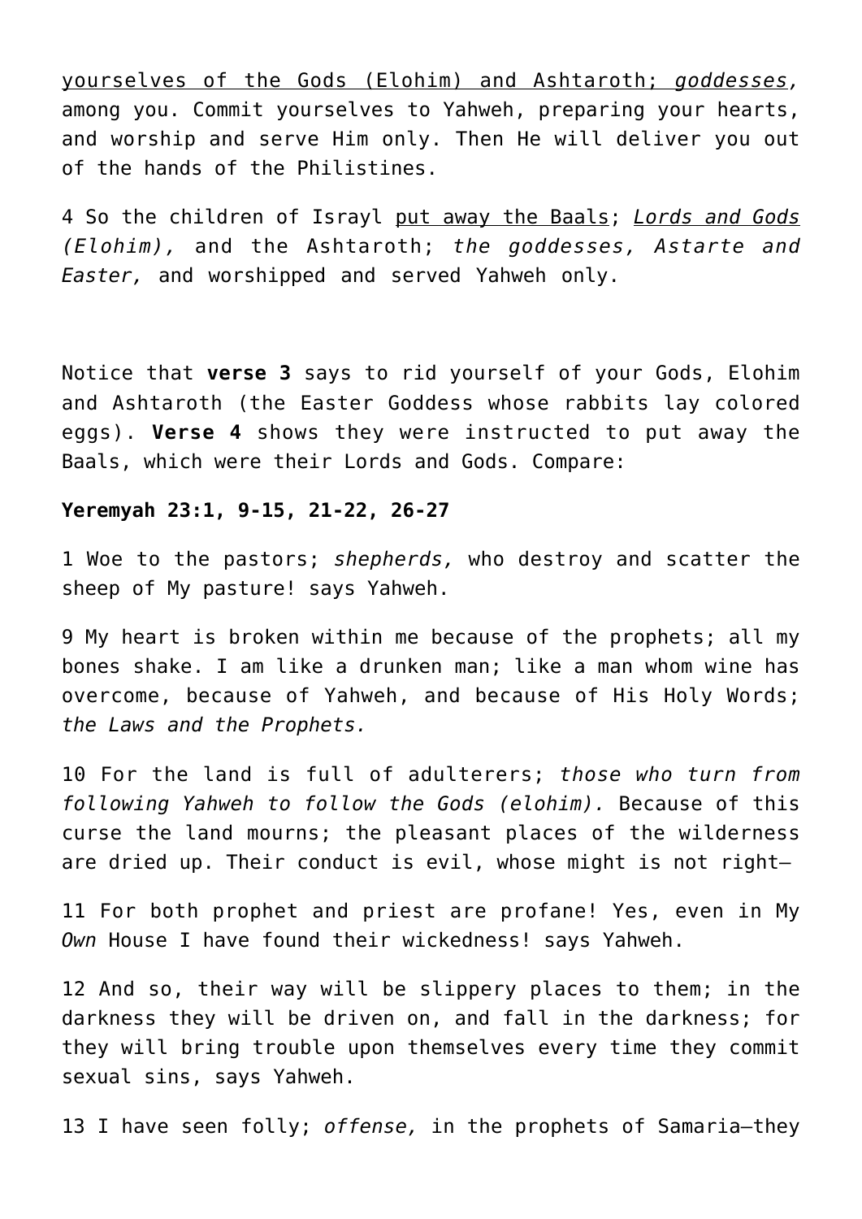yourselves of the Gods (Elohim) and Ashtaroth; *goddesses,* among you. Commit yourselves to Yahweh, preparing your hearts, and worship and serve Him only. Then He will deliver you out of the hands of the Philistines.

4 So the children of Israyl put away the Baals; *Lords and Gods (Elohim),* and the Ashtaroth; *the goddesses, Astarte and Easter,* and worshipped and served Yahweh only.

Notice that **verse 3** says to rid yourself of your Gods, Elohim and Ashtaroth (the Easter Goddess whose rabbits lay colored eggs). **Verse 4** shows they were instructed to put away the Baals, which were their Lords and Gods. Compare:

**Yeremyah 23:1, 9-15, 21-22, 26-27**

1 Woe to the pastors; *shepherds,* who destroy and scatter the sheep of My pasture! says Yahweh.

9 My heart is broken within me because of the prophets; all my bones shake. I am like a drunken man; like a man whom wine has overcome, because of Yahweh, and because of His Holy Words; *the Laws and the Prophets.*

10 For the land is full of adulterers; *those who turn from following Yahweh to follow the Gods (elohim).* Because of this curse the land mourns; the pleasant places of the wilderness are dried up. Their conduct is evil, whose might is not right—

11 For both prophet and priest are profane! Yes, even in My *Own* House I have found their wickedness! says Yahweh.

12 And so, their way will be slippery places to them; in the darkness they will be driven on, and fall in the darkness; for they will bring trouble upon themselves every time they commit sexual sins, says Yahweh.

13 I have seen folly; *offense,* in the prophets of Samaria—they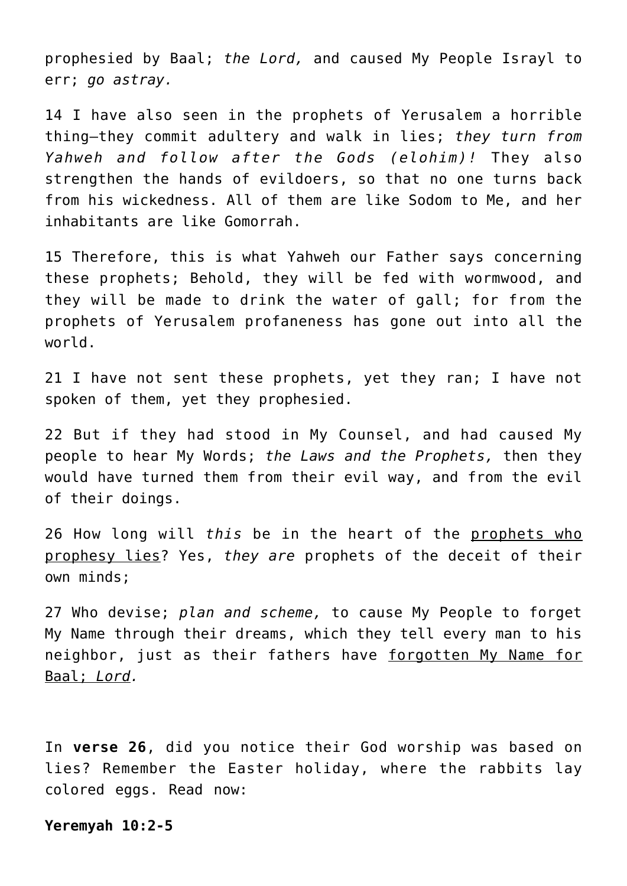prophesied by Baal; *the Lord,* and caused My People Israyl to err; *go astray.*

14 I have also seen in the prophets of Yerusalem a horrible thing—they commit adultery and walk in lies; *they turn from Yahweh and follow after the Gods (elohim)!* They also strengthen the hands of evildoers, so that no one turns back from his wickedness. All of them are like Sodom to Me, and her inhabitants are like Gomorrah.

15 Therefore, this is what Yahweh our Father says concerning these prophets; Behold, they will be fed with wormwood, and they will be made to drink the water of gall; for from the prophets of Yerusalem profaneness has gone out into all the world.

21 I have not sent these prophets, yet they ran; I have not spoken of them, yet they prophesied.

22 But if they had stood in My Counsel, and had caused My people to hear My Words; *the Laws and the Prophets,* then they would have turned them from their evil way, and from the evil of their doings.

26 How long will *this* be in the heart of the prophets who prophesy lies? Yes, *they are* prophets of the deceit of their own minds;

27 Who devise; *plan and scheme,* to cause My People to forget My Name through their dreams, which they tell every man to his neighbor, just as their fathers have forgotten My Name for Baal; *Lord.*

In **verse 26**, did you notice their God worship was based on lies? Remember the Easter holiday, where the rabbits lay colored eggs. Read now:

**Yeremyah 10:2-5**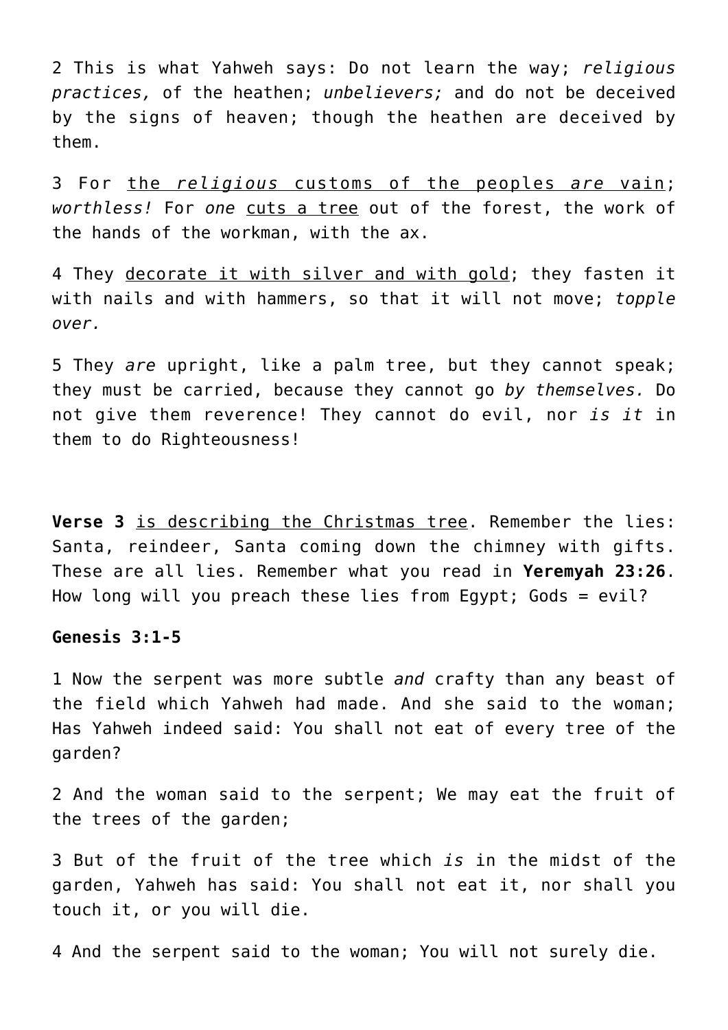2 This is what Yahweh says: Do not learn the way; *religious practices,* of the heathen; *unbelievers;* and do not be deceived by the signs of heaven; though the heathen are deceived by them.

3 For <u>the *religious* customs of the peoples *are* vain</u>; *worthless!* For *one* <u>cuts a tree</u> out of the forest, the work of the hands of the workman, with the ax.

4 They <u>decorate it with silver and with gold</u>; they fasten it with nails and with hammers, so that it will not move; *topple over.*

5 They *are* upright, like a palm tree, but they cannot speak; they must be carried, because they cannot go *by themselves.* Do not give them reverence! They cannot do evil, nor *is it* in them to do Righteousness!

**Verse 3** <u>is describing the Christmas tree</u>. Remember the lies: Santa, reindeer, Santa coming down the chimney with gifts. These are all lies. Remember what you read in **Yeremyah 23:26**. How long will you preach these lies from Egypt; Gods = evil?

**Genesis 3:1-5**

1 Now the serpent was more subtle *and* crafty than any beast of the field which Yahweh had made. And she said to the woman; Has Yahweh indeed said: You shall not eat of every tree of the garden?

2 And the woman said to the serpent; We may eat the fruit of the trees of the garden;

3 But of the fruit of the tree which *is* in the midst of the garden, Yahweh has said: You shall not eat it, nor shall you touch it, or you will die.

4 And the serpent said to the woman; You will not surely die.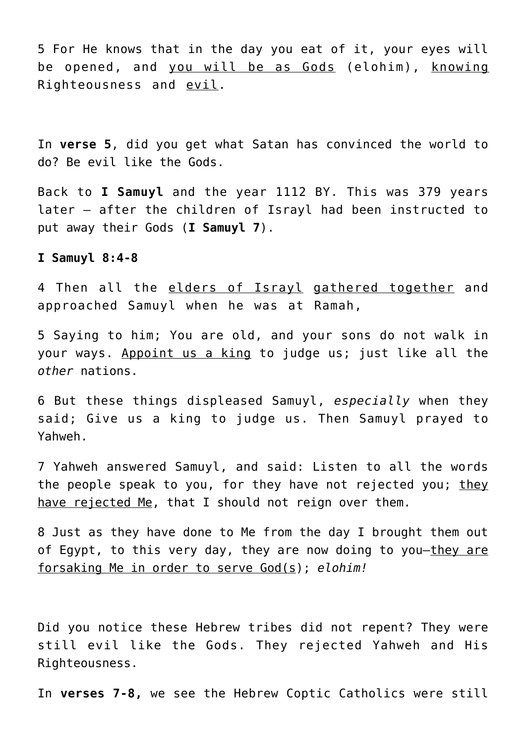5 For He knows that in the day you eat of it, your eyes will be opened, and <u>you will be as Gods</u> (elohim), <u>knowing</u> Righteousness and <u>evil</u>.

In **verse 5**, did you get what Satan has convinced the world to do? Be evil like the Gods.

Back to **I Samuyl** and the year 1112 BY. This was 379 years later – after the children of Israyl had been instructed to put away their Gods (**I Samuyl 7**).

**I Samuyl 8:4-8**

4 Then all the <u>elders of Israyl</u> <u>gathered together</u> and approached Samuyl when he was at Ramah,

5 Saying to him; You are old, and your sons do not walk in your ways. <u>Appoint us a king</u> to judge us; just like all the *other* nations.

6 But these things displeased Samuyl, *especially* when they said; Give us a king to judge us. Then Samuyl prayed to Yahweh.

7 Yahweh answered Samuyl, and said: Listen to all the words the people speak to you, for they have not rejected you; <u>they have rejected Me</u>, that I should not reign over them.

8 Just as they have done to Me from the day I brought them out of Egypt, to this very day, they are now doing to you—<u>they are forsaking Me in order to serve God(s</u>); *elohim!*

Did you notice these Hebrew tribes did not repent? They were still evil like the Gods. They rejected Yahweh and His Righteousness.

In **verses 7-8,** we see the Hebrew Coptic Catholics were still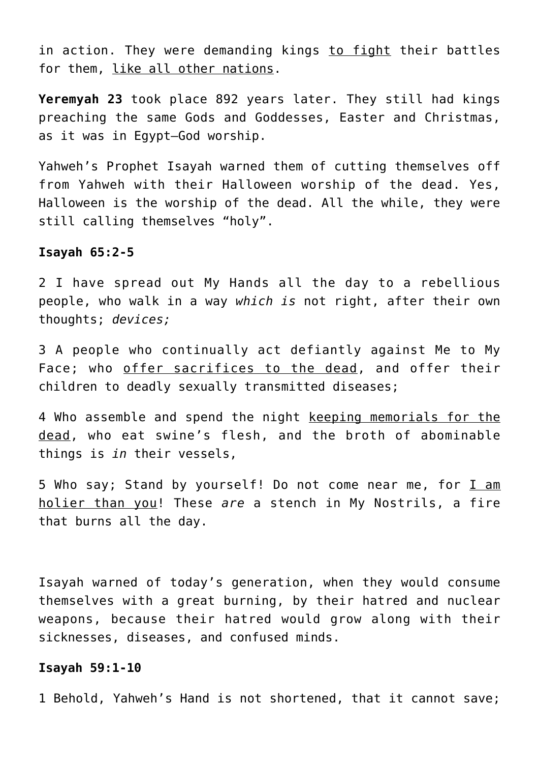in action. They were demanding kings <u>to fight</u> their battles for them, <u>like all other nations</u>.

**Yeremyah 23** took place 892 years later. They still had kings preaching the same Gods and Goddesses, Easter and Christmas, as it was in Egypt—God worship.

Yahweh's Prophet Isayah warned them of cutting themselves off from Yahweh with their Halloween worship of the dead. Yes, Halloween is the worship of the dead. All the while, they were still calling themselves "holy".

**Isayah 65:2-5**

2 I have spread out My Hands all the day to a rebellious people, who walk in a way *which is* not right, after their own thoughts; *devices;*

3 A people who continually act defiantly against Me to My Face; who <u>offer sacrifices to the dead</u>, and offer their children to deadly sexually transmitted diseases;

4 Who assemble and spend the night <u>keeping memorials for the dead</u>, who eat swine's flesh, and the broth of abominable things is *in* their vessels,

5 Who say; Stand by yourself! Do not come near me, for <u>I am holier than you</u>! These *are* a stench in My Nostrils, a fire that burns all the day.

Isayah warned of today's generation, when they would consume themselves with a great burning, by their hatred and nuclear weapons, because their hatred would grow along with their sicknesses, diseases, and confused minds.

**Isayah 59:1-10**

1 Behold, Yahweh's Hand is not shortened, that it cannot save;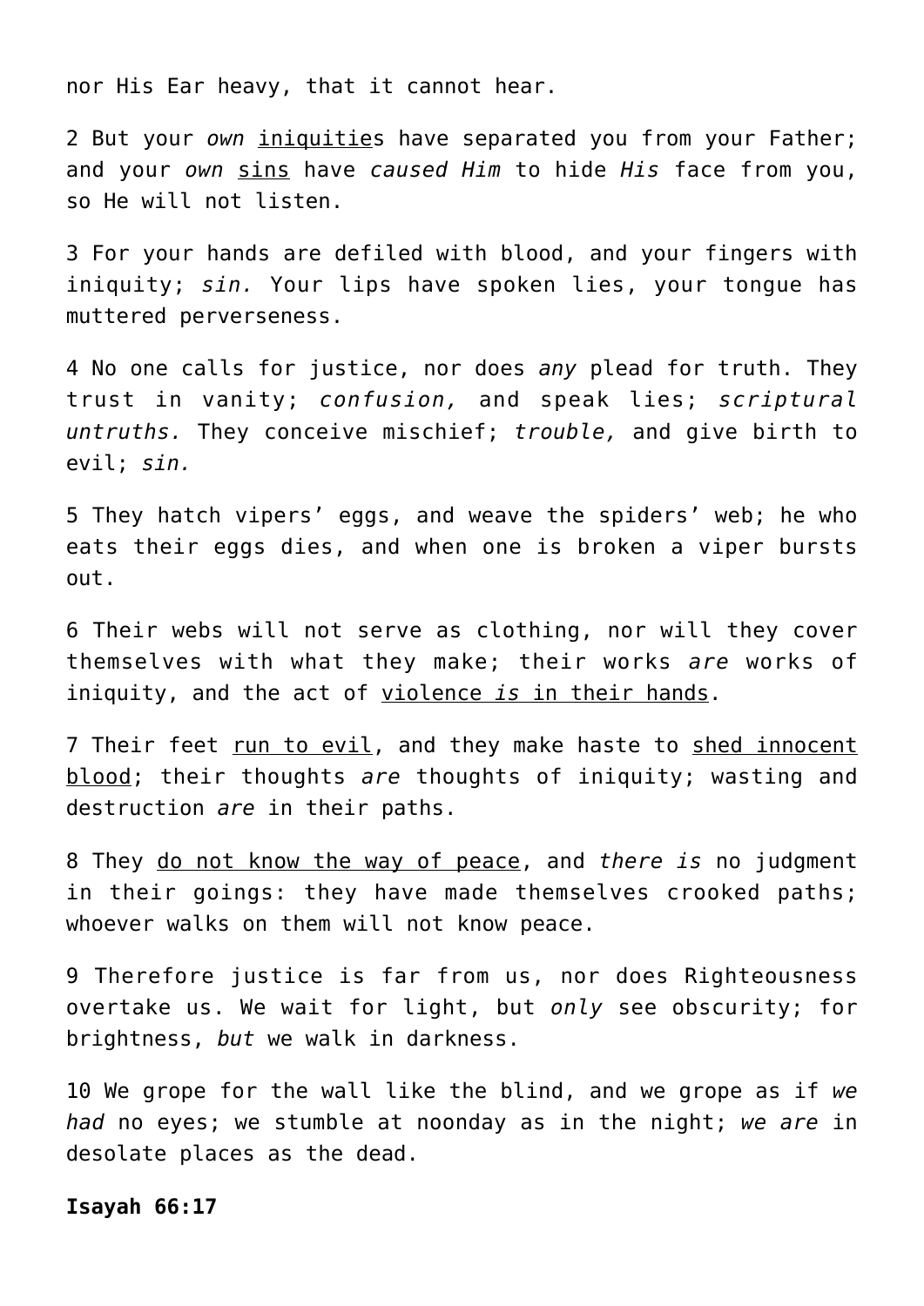nor His Ear heavy, that it cannot hear.

2 But your *own* <u>iniquitie</u>s have separated you from your Father; and your *own* <u>sins</u> have *caused Him* to hide *His* face from you, so He will not listen.

3 For your hands are defiled with blood, and your fingers with iniquity; *sin.* Your lips have spoken lies, your tongue has muttered perverseness.

4 No one calls for justice, nor does *any* plead for truth. They trust in vanity; *confusion,* and speak lies; *scriptural untruths.* They conceive mischief; *trouble,* and give birth to evil; *sin.*

5 They hatch vipers' eggs, and weave the spiders' web; he who eats their eggs dies, and when one is broken a viper bursts out.

6 Their webs will not serve as clothing, nor will they cover themselves with what they make; their works *are* works of iniquity, and the act of <u>violence *is* in their hands</u>.

7 Their feet <u>run to evil</u>, and they make haste to <u>shed innocent blood</u>; their thoughts *are* thoughts of iniquity; wasting and destruction *are* in their paths.

8 They <u>do not know the way of peace</u>, and *there is* no judgment in their goings: they have made themselves crooked paths; whoever walks on them will not know peace.

9 Therefore justice is far from us, nor does Righteousness overtake us. We wait for light, but *only* see obscurity; for brightness, *but* we walk in darkness.

10 We grope for the wall like the blind, and we grope as if *we had* no eyes; we stumble at noonday as in the night; *we are* in desolate places as the dead.

**Isayah 66:17**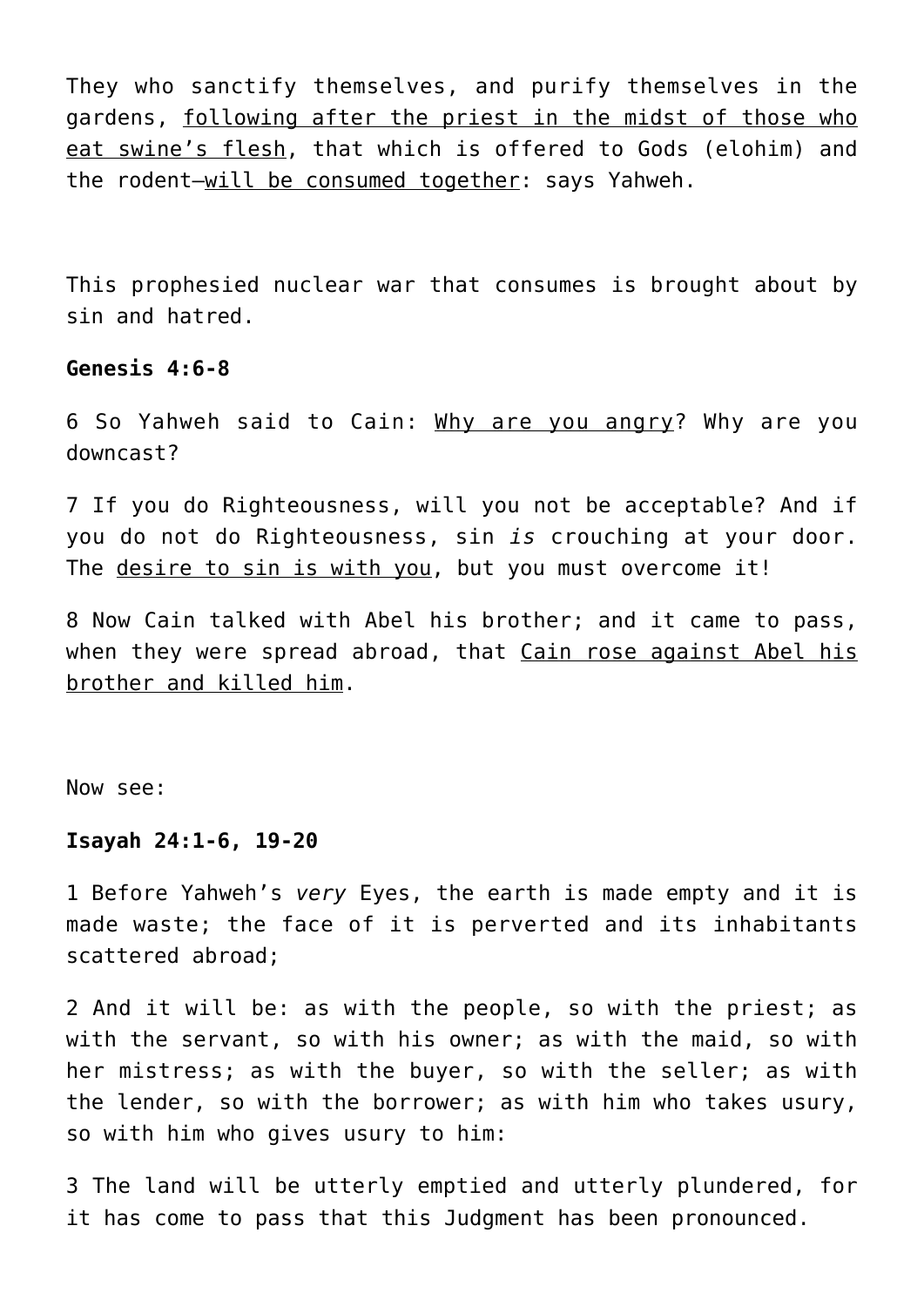They who sanctify themselves, and purify themselves in the gardens, <u>following after the priest in the midst of those who eat swine's flesh</u>, that which is offered to Gods (elohim) and the rodent—<u>will be consumed together</u>: says Yahweh.

This prophesied nuclear war that consumes is brought about by sin and hatred.

**Genesis 4:6-8**

6 So Yahweh said to Cain: <u>Why are you angry</u>? Why are you downcast?

7 If you do Righteousness, will you not be acceptable? And if you do not do Righteousness, sin *is* crouching at your door. The <u>desire to sin is with you</u>, but you must overcome it!

8 Now Cain talked with Abel his brother; and it came to pass, when they were spread abroad, that <u>Cain rose against Abel his brother and killed him</u>.

Now see:

**Isayah 24:1-6, 19-20**

1 Before Yahweh's *very* Eyes, the earth is made empty and it is made waste; the face of it is perverted and its inhabitants scattered abroad;

2 And it will be: as with the people, so with the priest; as with the servant, so with his owner; as with the maid, so with her mistress; as with the buyer, so with the seller; as with the lender, so with the borrower; as with him who takes usury, so with him who gives usury to him:

3 The land will be utterly emptied and utterly plundered, for it has come to pass that this Judgment has been pronounced.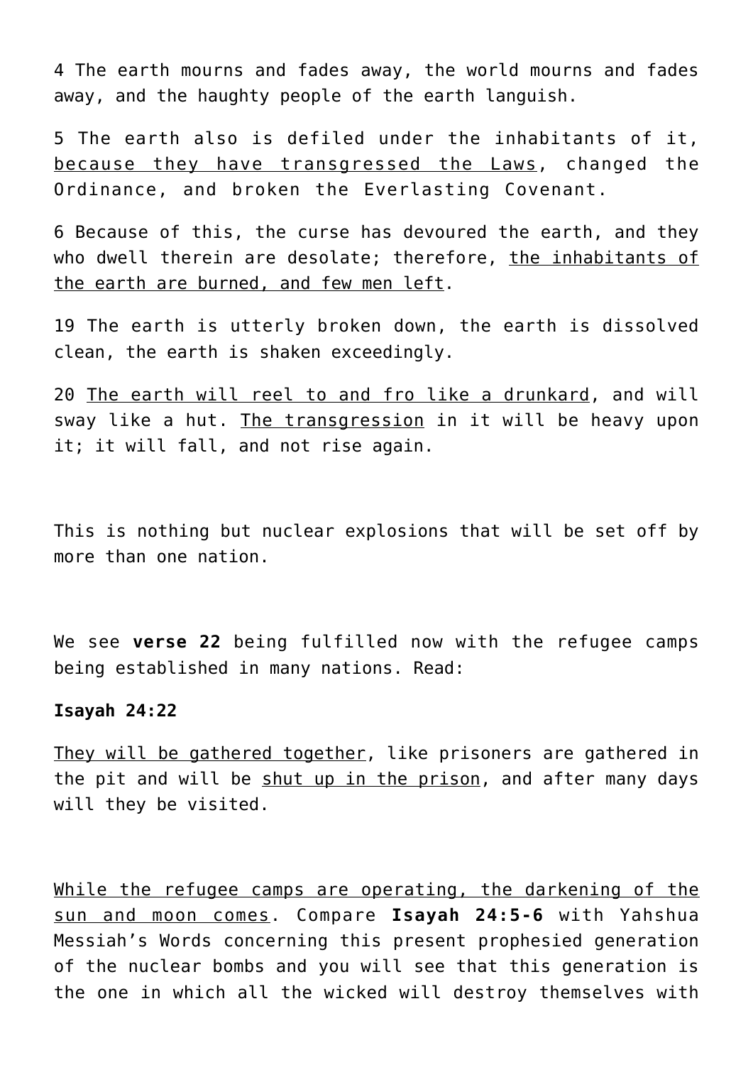4 The earth mourns and fades away, the world mourns and fades away, and the haughty people of the earth languish.

5 The earth also is defiled under the inhabitants of it, <u>because they have transgressed the Laws</u>, changed the Ordinance, and broken the Everlasting Covenant.

6 Because of this, the curse has devoured the earth, and they who dwell therein are desolate; therefore, <u>the inhabitants of the earth are burned, and few men left</u>.

19 The earth is utterly broken down, the earth is dissolved clean, the earth is shaken exceedingly.

20 <u>The earth will reel to and fro like a drunkard</u>, and will sway like a hut. <u>The transgression</u> in it will be heavy upon it; it will fall, and not rise again.

This is nothing but nuclear explosions that will be set off by more than one nation.

We see **verse 22** being fulfilled now with the refugee camps being established in many nations. Read:

**Isayah 24:22**

<u>They will be gathered together</u>, like prisoners are gathered in the pit and will be <u>shut up in the prison</u>, and after many days will they be visited.

<u>While the refugee camps are operating, the darkening of the sun and moon comes</u>. Compare **Isayah 24:5-6** with Yahshua Messiah's Words concerning this present prophesied generation of the nuclear bombs and you will see that this generation is the one in which all the wicked will destroy themselves with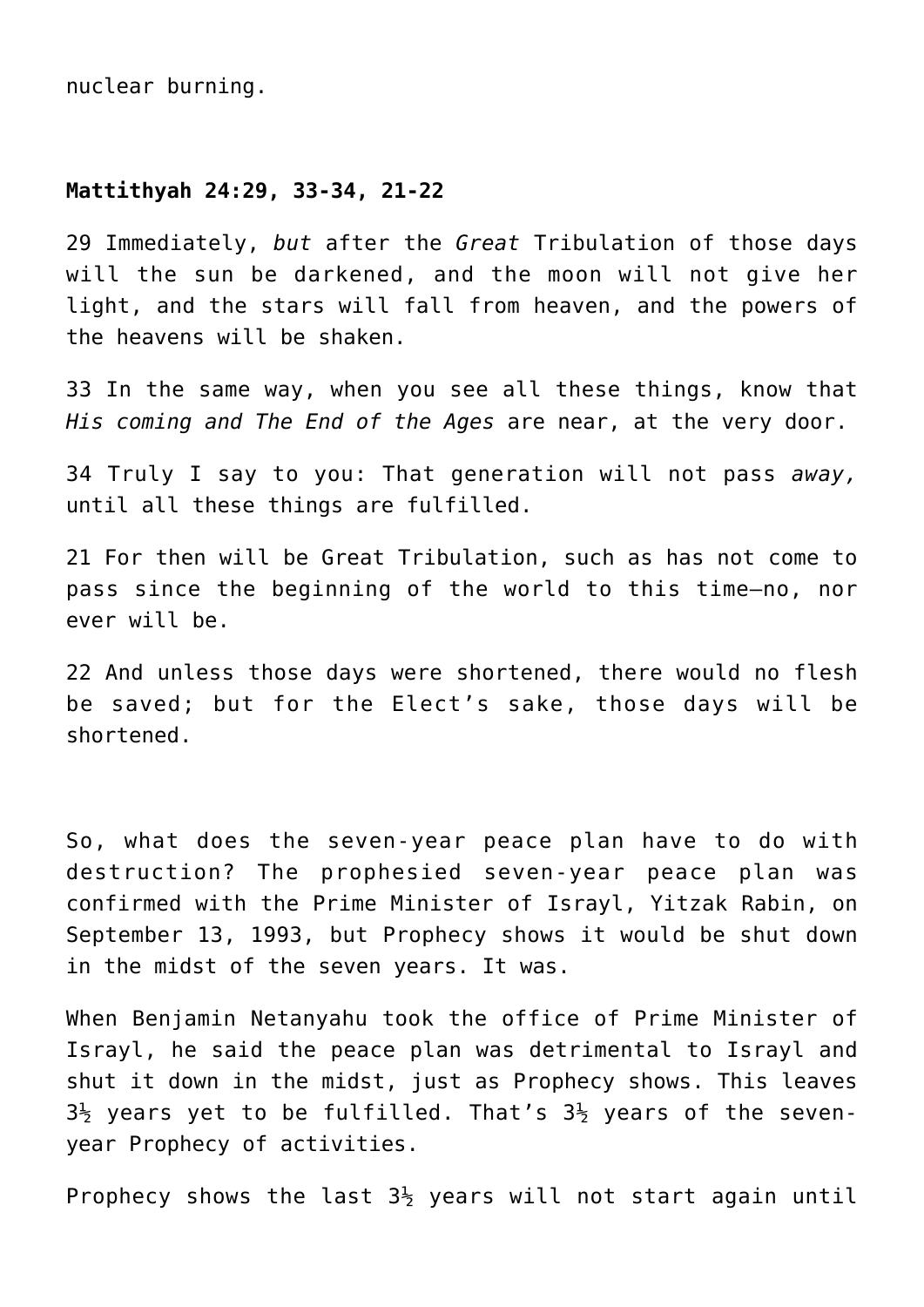nuclear burning.

**Mattithyah 24:29, 33-34, 21-22**

29 Immediately, *but* after the *Great* Tribulation of those days will the sun be darkened, and the moon will not give her light, and the stars will fall from heaven, and the powers of the heavens will be shaken.

33 In the same way, when you see all these things, know that *His coming and The End of the Ages* are near, at the very door.

34 Truly I say to you: That generation will not pass *away,* until all these things are fulfilled.

21 For then will be Great Tribulation, such as has not come to pass since the beginning of the world to this time—no, nor ever will be.

22 And unless those days were shortened, there would no flesh be saved; but for the Elect's sake, those days will be shortened.

So, what does the seven-year peace plan have to do with destruction? The prophesied seven-year peace plan was confirmed with the Prime Minister of Israyl, Yitzak Rabin, on September 13, 1993, but Prophecy shows it would be shut down in the midst of the seven years. It was.

When Benjamin Netanyahu took the office of Prime Minister of Israyl, he said the peace plan was detrimental to Israyl and shut it down in the midst, just as Prophecy shows. This leaves 3½ years yet to be fulfilled. That's 3½ years of the seven-year Prophecy of activities.

Prophecy shows the last 3½ years will not start again until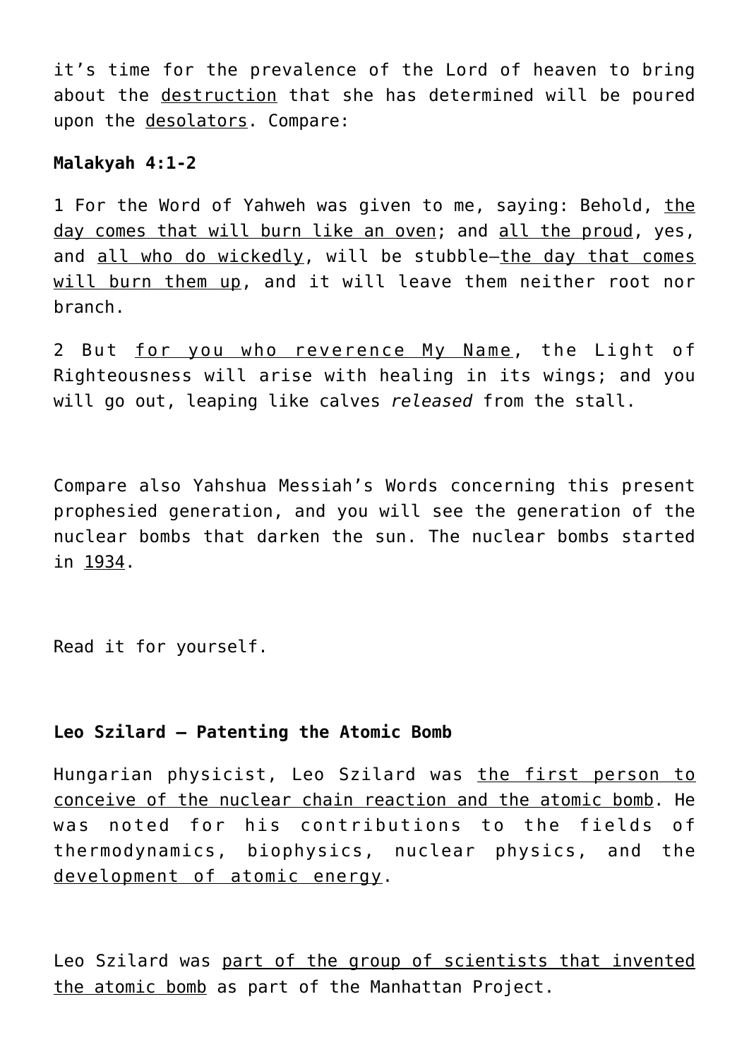it's time for the prevalence of the Lord of heaven to bring about the destruction that she has determined will be poured upon the desolators. Compare:

**Malakyah 4:1-2**

1 For the Word of Yahweh was given to me, saying: Behold, the day comes that will burn like an oven; and all the proud, yes, and all who do wickedly, will be stubble—the day that comes will burn them up, and it will leave them neither root nor branch.

2 But for you who reverence My Name, the Light of Righteousness will arise with healing in its wings; and you will go out, leaping like calves *released* from the stall.

Compare also Yahshua Messiah's Words concerning this present prophesied generation, and you will see the generation of the nuclear bombs that darken the sun. The nuclear bombs started in 1934.

Read it for yourself.

**Leo Szilard – Patenting the Atomic Bomb**

Hungarian physicist, Leo Szilard was the first person to conceive of the nuclear chain reaction and the atomic bomb. He was noted for his contributions to the fields of thermodynamics, biophysics, nuclear physics, and the development of atomic energy.

Leo Szilard was part of the group of scientists that invented the atomic bomb as part of the Manhattan Project.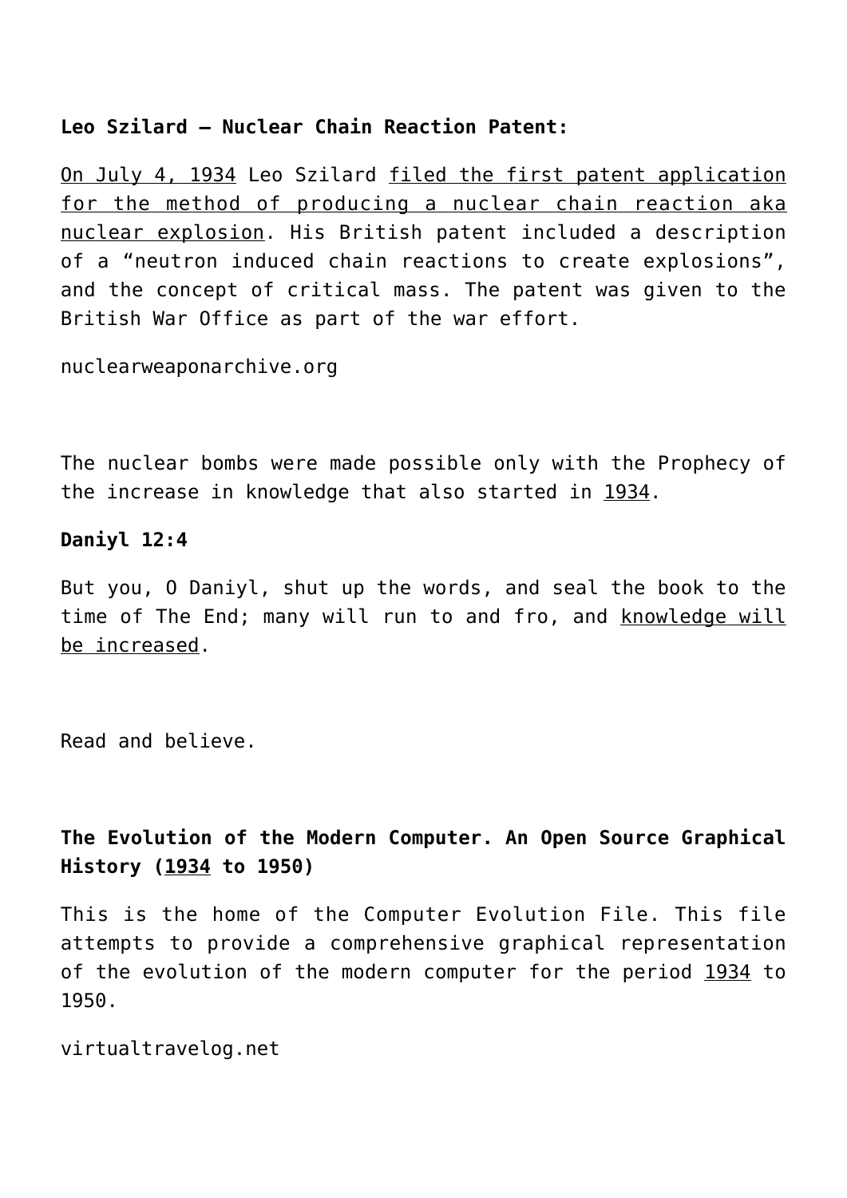**Leo Szilard – Nuclear Chain Reaction Patent:**

On July 4, 1934 Leo Szilard filed the first patent application for the method of producing a nuclear chain reaction aka nuclear explosion. His British patent included a description of a "neutron induced chain reactions to create explosions", and the concept of critical mass. The patent was given to the British War Office as part of the war effort.

nuclearweaponarchive.org

The nuclear bombs were made possible only with the Prophecy of the increase in knowledge that also started in 1934.

**Daniyl 12:4**

But you, O Daniyl, shut up the words, and seal the book to the time of The End; many will run to and fro, and knowledge will be increased.

Read and believe.

**The Evolution of the Modern Computer. An Open Source Graphical History (1934 to 1950)**

This is the home of the Computer Evolution File. This file attempts to provide a comprehensive graphical representation of the evolution of the modern computer for the period 1934 to 1950.

virtualtravelog.net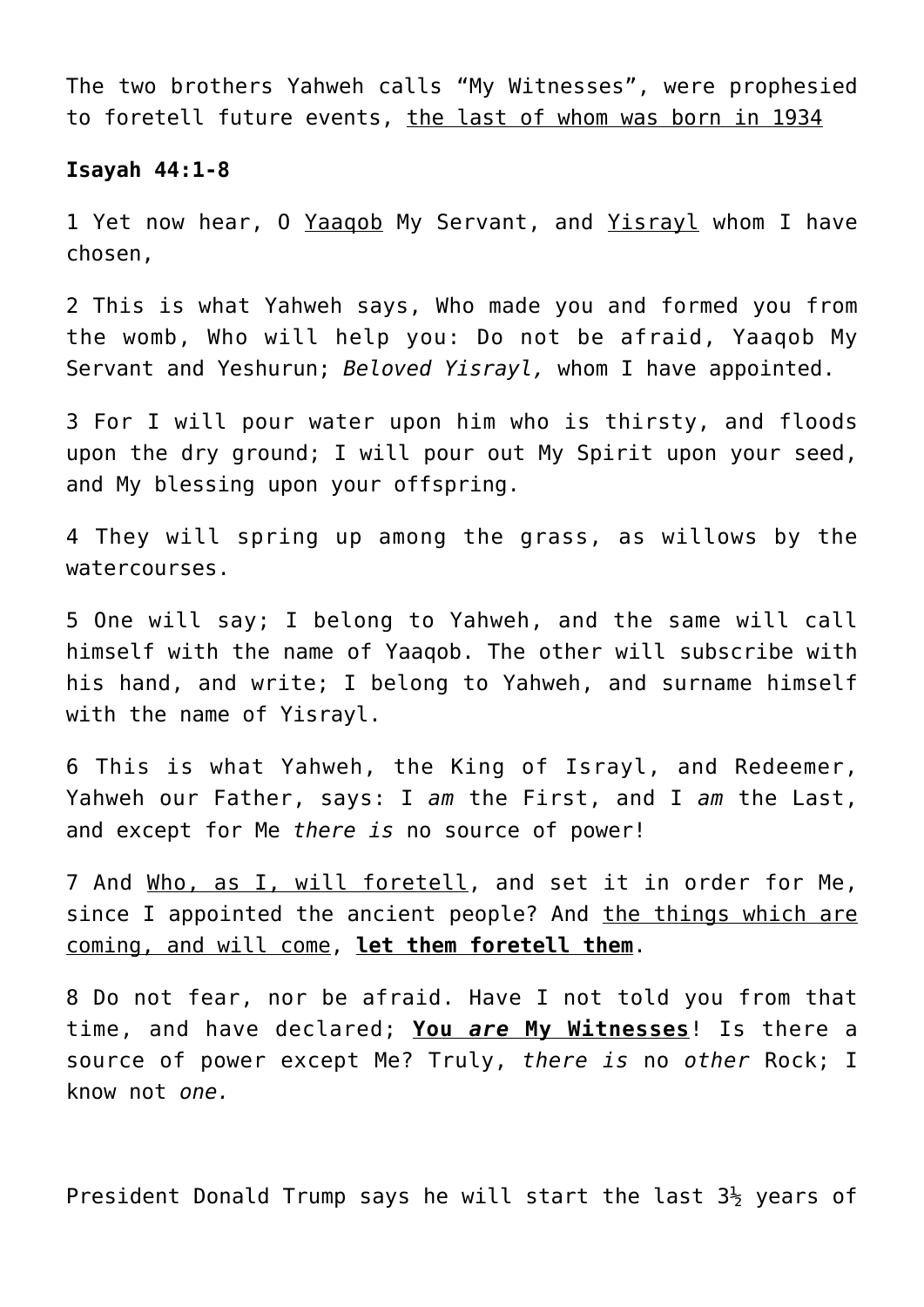The two brothers Yahweh calls “My Witnesses”, were prophesied to foretell future events, <u>the last of whom was born in 1934</u>

**Isayah 44:1-8**

1 Yet now hear, O <u>Yaaqob</u> My Servant, and <u>Yisrayl</u> whom I have chosen,

2 This is what Yahweh says, Who made you and formed you from the womb, Who will help you: Do not be afraid, Yaaqob My Servant and Yeshurun; *Beloved Yisrayl,* whom I have appointed.

3 For I will pour water upon him who is thirsty, and floods upon the dry ground; I will pour out My Spirit upon your seed, and My blessing upon your offspring.

4 They will spring up among the grass, as willows by the watercourses.

5 One will say; I belong to Yahweh, and the same will call himself with the name of Yaaqob. The other will subscribe with his hand, and write; I belong to Yahweh, and surname himself with the name of Yisrayl.

6 This is what Yahweh, the King of Israyl, and Redeemer, Yahweh our Father, says: I *am* the First, and I *am* the Last, and except for Me *there is* no source of power!

7 And <u>Who, as I, will foretell</u>, and set it in order for Me, since I appointed the ancient people? And <u>the things which are coming, and will come</u>, **<u>let them foretell them</u>**.

8 Do not fear, nor be afraid. Have I not told you from that time, and have declared; **<u>You *are* My Witnesses</u>**! Is there a source of power except Me? Truly, *there is* no *other* Rock; I know not *one.*

President Donald Trump says he will start the last 3½ years of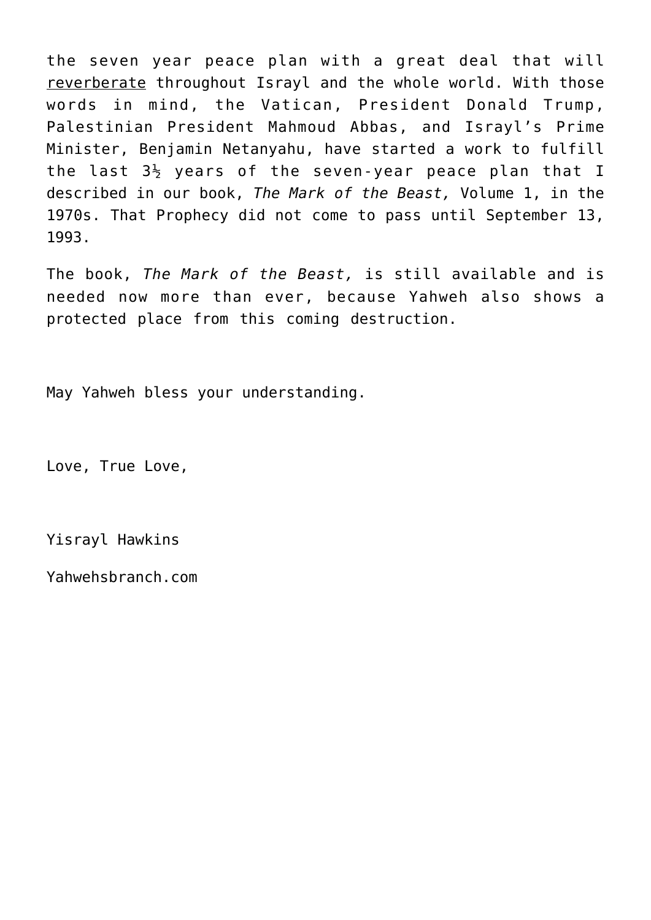the seven year peace plan with a great deal that will reverberate throughout Israyl and the whole world. With those words in mind, the Vatican, President Donald Trump, Palestinian President Mahmoud Abbas, and Israyl's Prime Minister, Benjamin Netanyahu, have started a work to fulfill the last 3½ years of the seven-year peace plan that I described in our book, *The Mark of the Beast,* Volume 1, in the 1970s. That Prophecy did not come to pass until September 13, 1993.

The book, *The Mark of the Beast,* is still available and is needed now more than ever, because Yahweh also shows a protected place from this coming destruction.

May Yahweh bless your understanding.

Love, True Love,

Yisrayl Hawkins

Yahwehsbranch.com